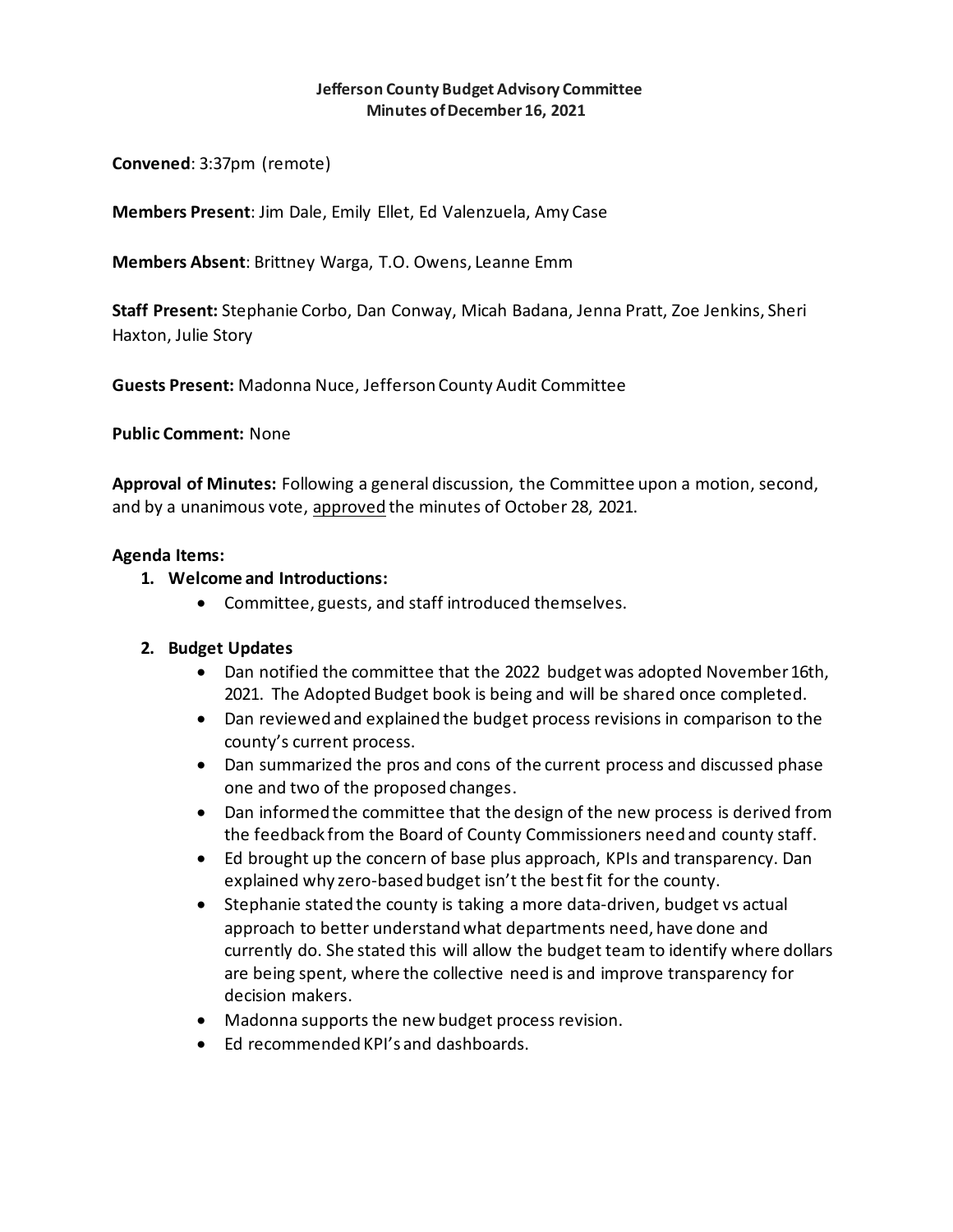**Jefferson County Budget Advisory Committee**
**Minutes of December 16, 2021**

**Convened**: 3:37pm (remote)

**Members Present**: Jim Dale, Emily Ellet, Ed Valenzuela, Amy Case

**Members Absent**: Brittney Warga, T.O. Owens, Leanne Emm

**Staff Present:** Stephanie Corbo, Dan Conway, Micah Badana, Jenna Pratt, Zoe Jenkins, Sheri Haxton, Julie Story

**Guests Present:** Madonna Nuce, Jefferson County Audit Committee

**Public Comment:** None

**Approval of Minutes:** Following a general discussion, the Committee upon a motion, second, and by a unanimous vote, approved the minutes of October 28, 2021.

**Agenda Items:**

1. **Welcome and Introductions:**
   - Committee, guests, and staff introduced themselves.

2. **Budget Updates**
   - Dan notified the committee that the 2022 budget was adopted November 16th, 2021. The Adopted Budget book is being and will be shared once completed.
   - Dan reviewed and explained the budget process revisions in comparison to the county's current process.
   - Dan summarized the pros and cons of the current process and discussed phase one and two of the proposed changes.
   - Dan informed the committee that the design of the new process is derived from the feedback from the Board of County Commissioners need and county staff.
   - Ed brought up the concern of base plus approach, KPIs and transparency. Dan explained why zero-based budget isn't the best fit for the county.
   - Stephanie stated the county is taking a more data-driven, budget vs actual approach to better understand what departments need, have done and currently do. She stated this will allow the budget team to identify where dollars are being spent, where the collective need is and improve transparency for decision makers.
   - Madonna supports the new budget process revision.
   - Ed recommended KPI's and dashboards.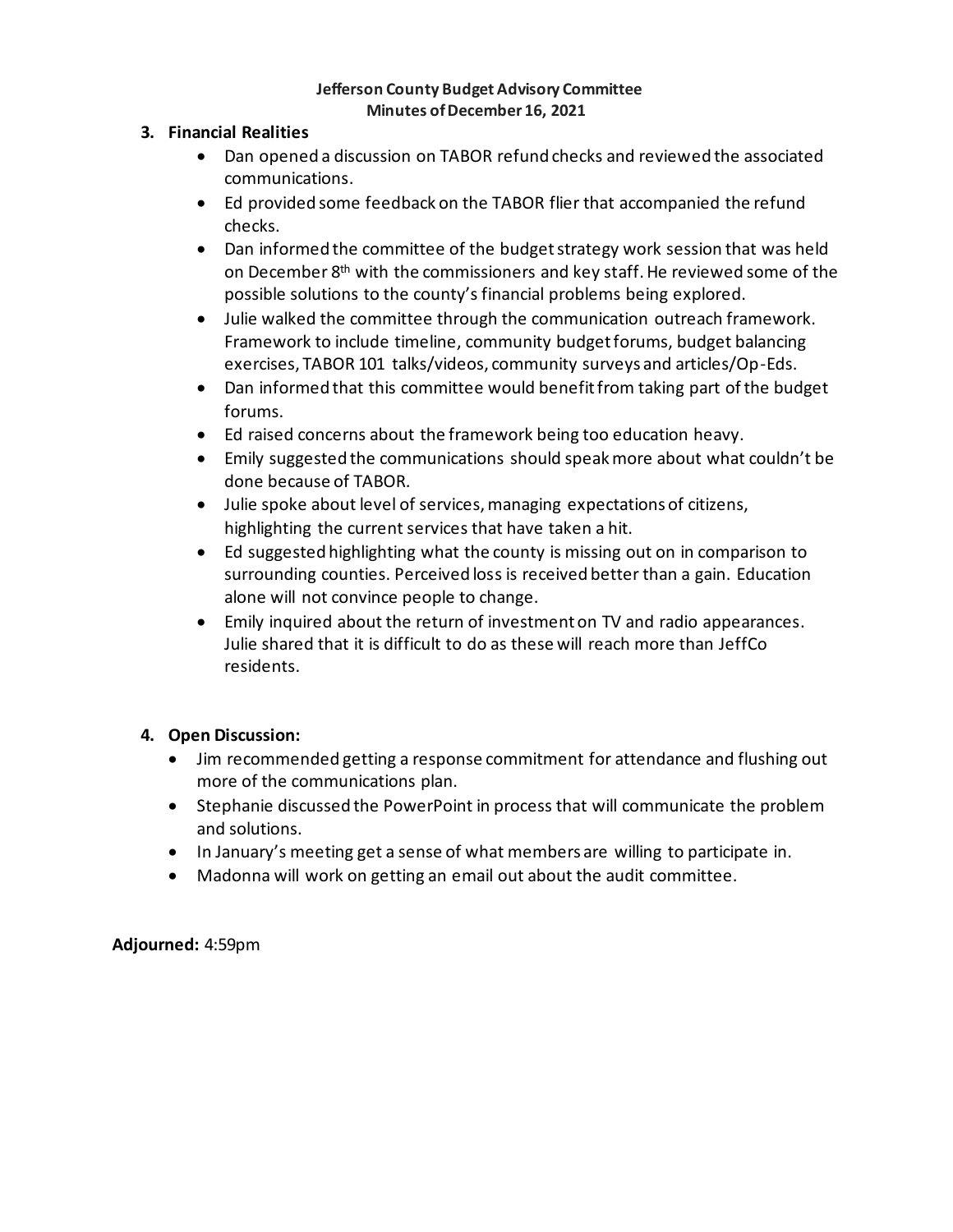**Jefferson County Budget Advisory Committee**
**Minutes of December 16, 2021**

3. **Financial Realities**
    - Dan opened a discussion on TABOR refund checks and reviewed the associated communications.
    - Ed provided some feedback on the TABOR flier that accompanied the refund checks.
    - Dan informed the committee of the budget strategy work session that was held on December 8th with the commissioners and key staff. He reviewed some of the possible solutions to the county's financial problems being explored.
    - Julie walked the committee through the communication outreach framework. Framework to include timeline, community budget forums, budget balancing exercises, TABOR 101 talks/videos, community surveys and articles/Op-Eds.
    - Dan informed that this committee would benefit from taking part of the budget forums.
    - Ed raised concerns about the framework being too education heavy.
    - Emily suggested the communications should speak more about what couldn't be done because of TABOR.
    - Julie spoke about level of services, managing expectations of citizens, highlighting the current services that have taken a hit.
    - Ed suggested highlighting what the county is missing out on in comparison to surrounding counties. Perceived loss is received better than a gain. Education alone will not convince people to change.
    - Emily inquired about the return of investment on TV and radio appearances. Julie shared that it is difficult to do as these will reach more than JeffCo residents.

4. **Open Discussion:**
    - Jim recommended getting a response commitment for attendance and flushing out more of the communications plan.
    - Stephanie discussed the PowerPoint in process that will communicate the problem and solutions.
    - In January's meeting get a sense of what members are willing to participate in.
    - Madonna will work on getting an email out about the audit committee.

**Adjourned:** 4:59pm